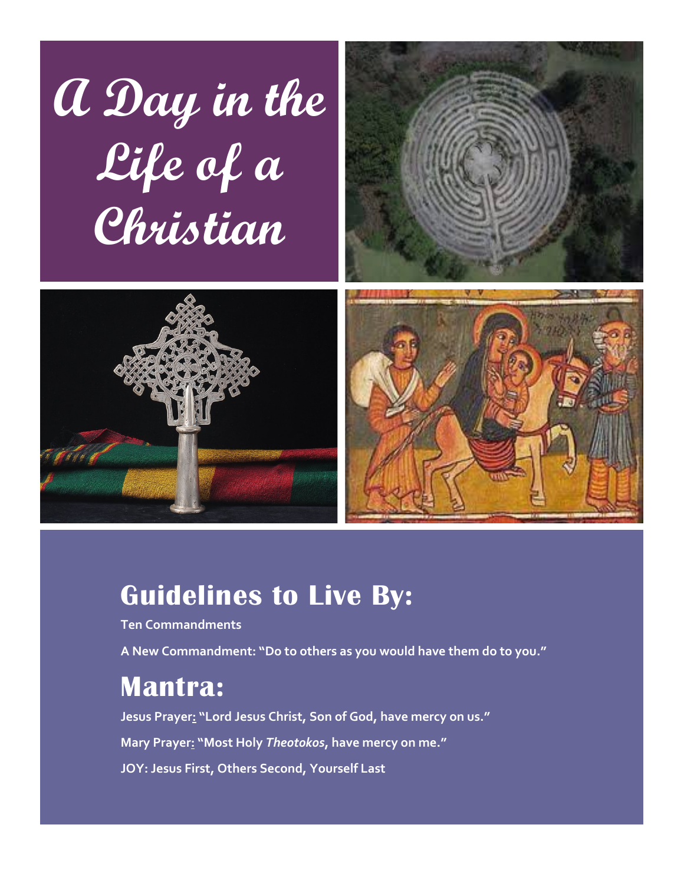# A Day in the Life of a Christian

## Guidelines to Live By:

**Ten Commandments**

**A New Commandment: "Do to others as you would have them do to you."**

## Mantra:

**Jesus Prayer: "Lord Jesus Christ, Son of God, have mercy on us."**

**Mary Prayer: "Most Holy *Theotokos*, have mercy on me."**

**JOY: Jesus First, Others Second, Yourself Last**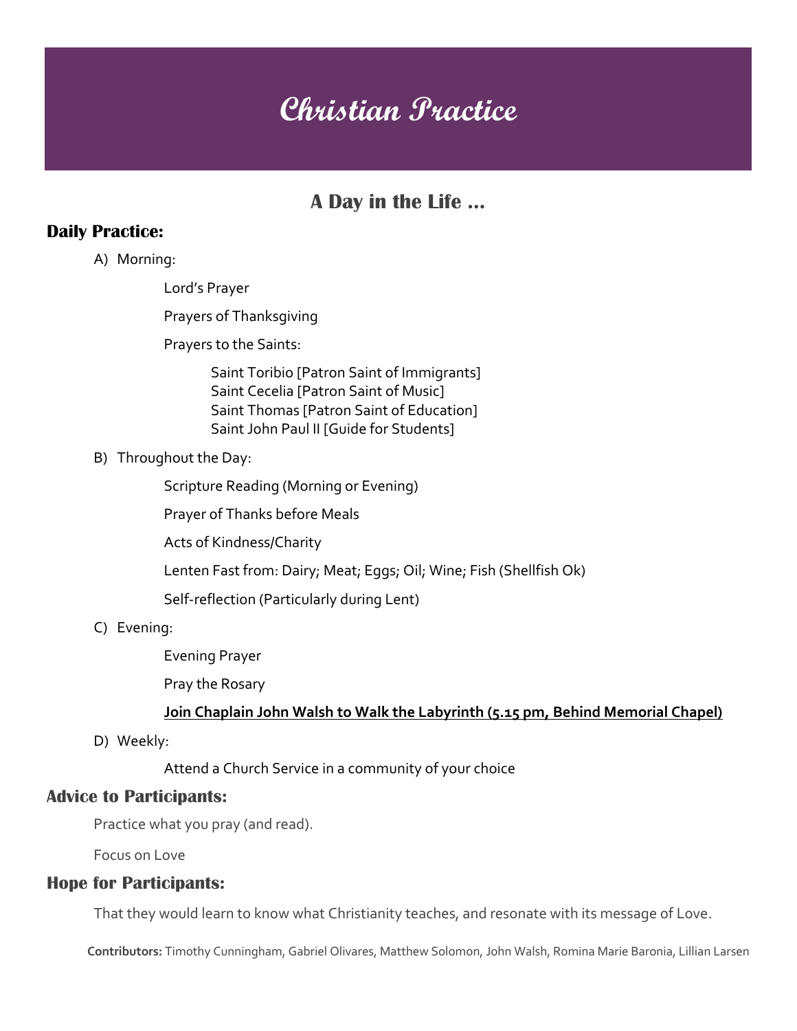# Christian Practice

## A Day in the Life …

### Daily Practice:

A) Morning:

Lord's Prayer

Prayers of Thanksgiving

Prayers to the Saints:

Saint Toribio [Patron Saint of Immigrants]
Saint Cecelia [Patron Saint of Music]
Saint Thomas [Patron Saint of Education]
Saint John Paul II [Guide for Students]

B) Throughout the Day:

Scripture Reading (Morning or Evening)

Prayer of Thanks before Meals

Acts of Kindness/Charity

Lenten Fast from: Dairy; Meat; Eggs; Oil; Wine; Fish (Shellfish Ok)

Self-reflection (Particularly during Lent)

C) Evening:

Evening Prayer

Pray the Rosary

**Join Chaplain John Walsh to Walk the Labyrinth (5.15 pm, Behind Memorial Chapel)**

D) Weekly:

Attend a Church Service in a community of your choice

### Advice to Participants:

Practice what you pray (and read).

Focus on Love

### Hope for Participants:

That they would learn to know what Christianity teaches, and resonate with its message of Love.

**Contributors:** Timothy Cunningham, Gabriel Olivares, Matthew Solomon, John Walsh, Romina Marie Baronia, Lillian Larsen